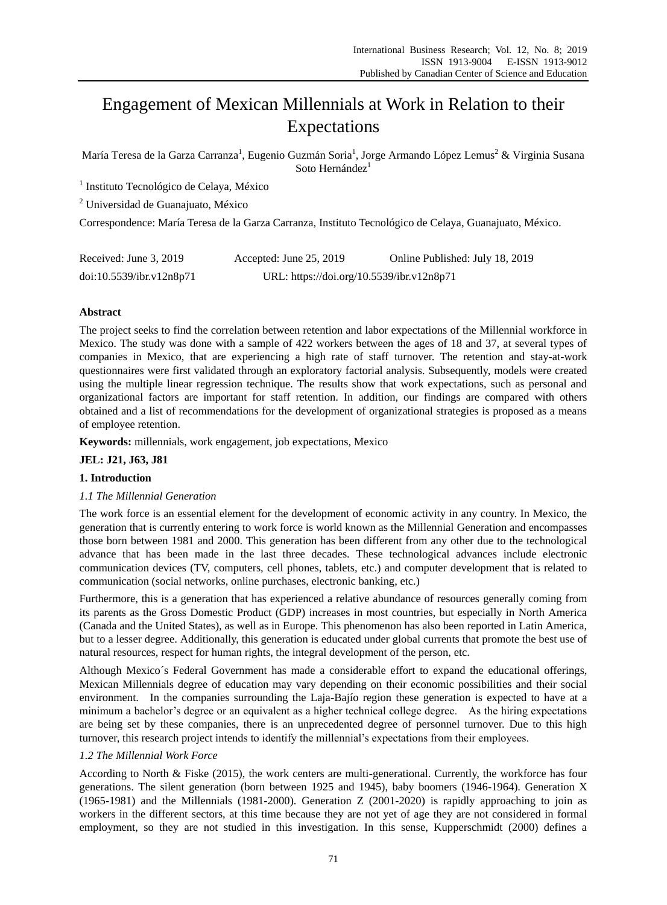# Engagement of Mexican Millennials at Work in Relation to their Expectations

María Teresa de la Garza Carranza[1], Eugenio Guzmán Soria[1], Jorge Armando López Lemus[2] & Virginia Susana Soto Hernández[1]

[1] Instituto Tecnológico de Celaya, México

[2] Universidad de Guanajuato, México

Correspondence: María Teresa de la Garza Carranza, Instituto Tecnológico de Celaya, Guanajuato, México.

Received: June 3, 2019 Accepted: June 25, 2019 Online Published: July 18, 2019

doi:10.5539/ibr.v12n8p71 URL: https://doi.org/10.5539/ibr.v12n8p71

## Abstract

The project seeks to find the correlation between retention and labor expectations of the Millennial workforce in Mexico. The study was done with a sample of 422 workers between the ages of 18 and 37, at several types of companies in Mexico, that are experiencing a high rate of staff turnover. The retention and stay-at-work questionnaires were first validated through an exploratory factorial analysis. Subsequently, models were created using the multiple linear regression technique. The results show that work expectations, such as personal and organizational factors are important for staff retention. In addition, our findings are compared with others obtained and a list of recommendations for the development of organizational strategies is proposed as a means of employee retention.

**Keywords:** millennials, work engagement, job expectations, Mexico

**JEL: J21, J63, J81**

## 1. Introduction

### *1.1 The Millennial Generation*

The work force is an essential element for the development of economic activity in any country. In Mexico, the generation that is currently entering to work force is world known as the Millennial Generation and encompasses those born between 1981 and 2000. This generation has been different from any other due to the technological advance that has been made in the last three decades. These technological advances include electronic communication devices (TV, computers, cell phones, tablets, etc.) and computer development that is related to communication (social networks, online purchases, electronic banking, etc.)

Furthermore, this is a generation that has experienced a relative abundance of resources generally coming from its parents as the Gross Domestic Product (GDP) increases in most countries, but especially in North America (Canada and the United States), as well as in Europe. This phenomenon has also been reported in Latin America, but to a lesser degree. Additionally, this generation is educated under global currents that promote the best use of natural resources, respect for human rights, the integral development of the person, etc.

Although Mexico´s Federal Government has made a considerable effort to expand the educational offerings, Mexican Millennials degree of education may vary depending on their economic possibilities and their social environment. In the companies surrounding the Laja-Bajío region these generation is expected to have at a minimum a bachelor's degree or an equivalent as a higher technical college degree. As the hiring expectations are being set by these companies, there is an unprecedented degree of personnel turnover. Due to this high turnover, this research project intends to identify the millennial's expectations from their employees.

### *1.2 The Millennial Work Force*

According to North & Fiske (2015), the work centers are multi-generational. Currently, the workforce has four generations. The silent generation (born between 1925 and 1945), baby boomers (1946-1964). Generation X (1965-1981) and the Millennials (1981-2000). Generation Z (2001-2020) is rapidly approaching to join as workers in the different sectors, at this time because they are not yet of age they are not considered in formal employment, so they are not studied in this investigation. In this sense, Kupperschmidt (2000) defines a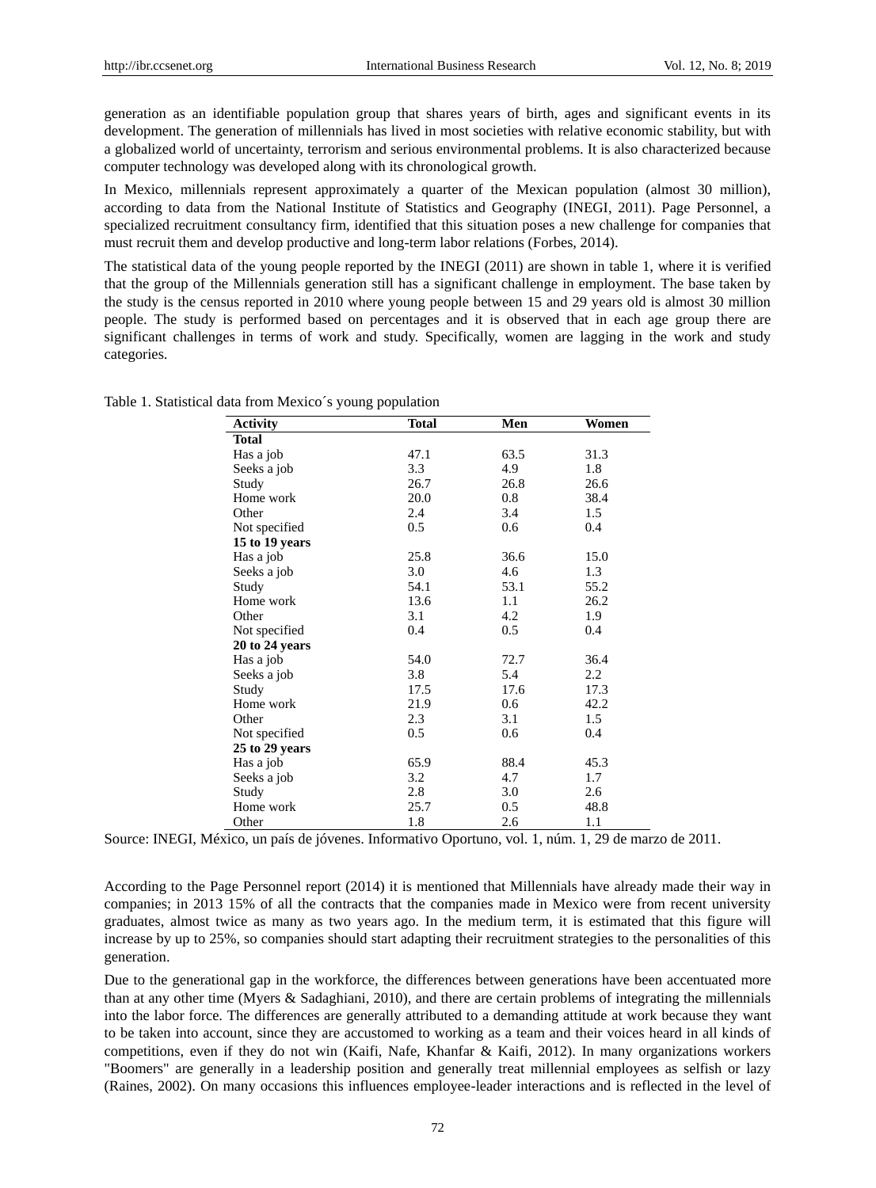generation as an identifiable population group that shares years of birth, ages and significant events in its development. The generation of millennials has lived in most societies with relative economic stability, but with a globalized world of uncertainty, terrorism and serious environmental problems. It is also characterized because computer technology was developed along with its chronological growth.

In Mexico, millennials represent approximately a quarter of the Mexican population (almost 30 million), according to data from the National Institute of Statistics and Geography (INEGI, 2011). Page Personnel, a specialized recruitment consultancy firm, identified that this situation poses a new challenge for companies that must recruit them and develop productive and long-term labor relations (Forbes, 2014).

The statistical data of the young people reported by the INEGI (2011) are shown in table 1, where it is verified that the group of the Millennials generation still has a significant challenge in employment. The base taken by the study is the census reported in 2010 where young people between 15 and 29 years old is almost 30 million people. The study is performed based on percentages and it is observed that in each age group there are significant challenges in terms of work and study. Specifically, women are lagging in the work and study categories.

Table 1. Statistical data from Mexico´s young population

| Activity | Total | Men | Women |
|---|---|---|---|
| **Total** | | | |
| Has a job | 47.1 | 63.5 | 31.3 |
| Seeks a job | 3.3 | 4.9 | 1.8 |
| Study | 26.7 | 26.8 | 26.6 |
| Home work | 20.0 | 0.8 | 38.4 |
| Other | 2.4 | 3.4 | 1.5 |
| Not specified | 0.5 | 0.6 | 0.4 |
| **15 to 19 years** | | | |
| Has a job | 25.8 | 36.6 | 15.0 |
| Seeks a job | 3.0 | 4.6 | 1.3 |
| Study | 54.1 | 53.1 | 55.2 |
| Home work | 13.6 | 1.1 | 26.2 |
| Other | 3.1 | 4.2 | 1.9 |
| Not specified | 0.4 | 0.5 | 0.4 |
| **20 to 24 years** | | | |
| Has a job | 54.0 | 72.7 | 36.4 |
| Seeks a job | 3.8 | 5.4 | 2.2 |
| Study | 17.5 | 17.6 | 17.3 |
| Home work | 21.9 | 0.6 | 42.2 |
| Other | 2.3 | 3.1 | 1.5 |
| Not specified | 0.5 | 0.6 | 0.4 |
| **25 to 29 years** | | | |
| Has a job | 65.9 | 88.4 | 45.3 |
| Seeks a job | 3.2 | 4.7 | 1.7 |
| Study | 2.8 | 3.0 | 2.6 |
| Home work | 25.7 | 0.5 | 48.8 |
| Other | 1.8 | 2.6 | 1.1 |

Source: INEGI, México, un país de jóvenes. Informativo Oportuno, vol. 1, núm. 1, 29 de marzo de 2011.

According to the Page Personnel report (2014) it is mentioned that Millennials have already made their way in companies; in 2013 15% of all the contracts that the companies made in Mexico were from recent university graduates, almost twice as many as two years ago. In the medium term, it is estimated that this figure will increase by up to 25%, so companies should start adapting their recruitment strategies to the personalities of this generation.

Due to the generational gap in the workforce, the differences between generations have been accentuated more than at any other time (Myers & Sadaghiani, 2010), and there are certain problems of integrating the millennials into the labor force. The differences are generally attributed to a demanding attitude at work because they want to be taken into account, since they are accustomed to working as a team and their voices heard in all kinds of competitions, even if they do not win (Kaifi, Nafe, Khanfar & Kaifi, 2012). In many organizations workers "Boomers" are generally in a leadership position and generally treat millennial employees as selfish or lazy (Raines, 2002). On many occasions this influences employee-leader interactions and is reflected in the level of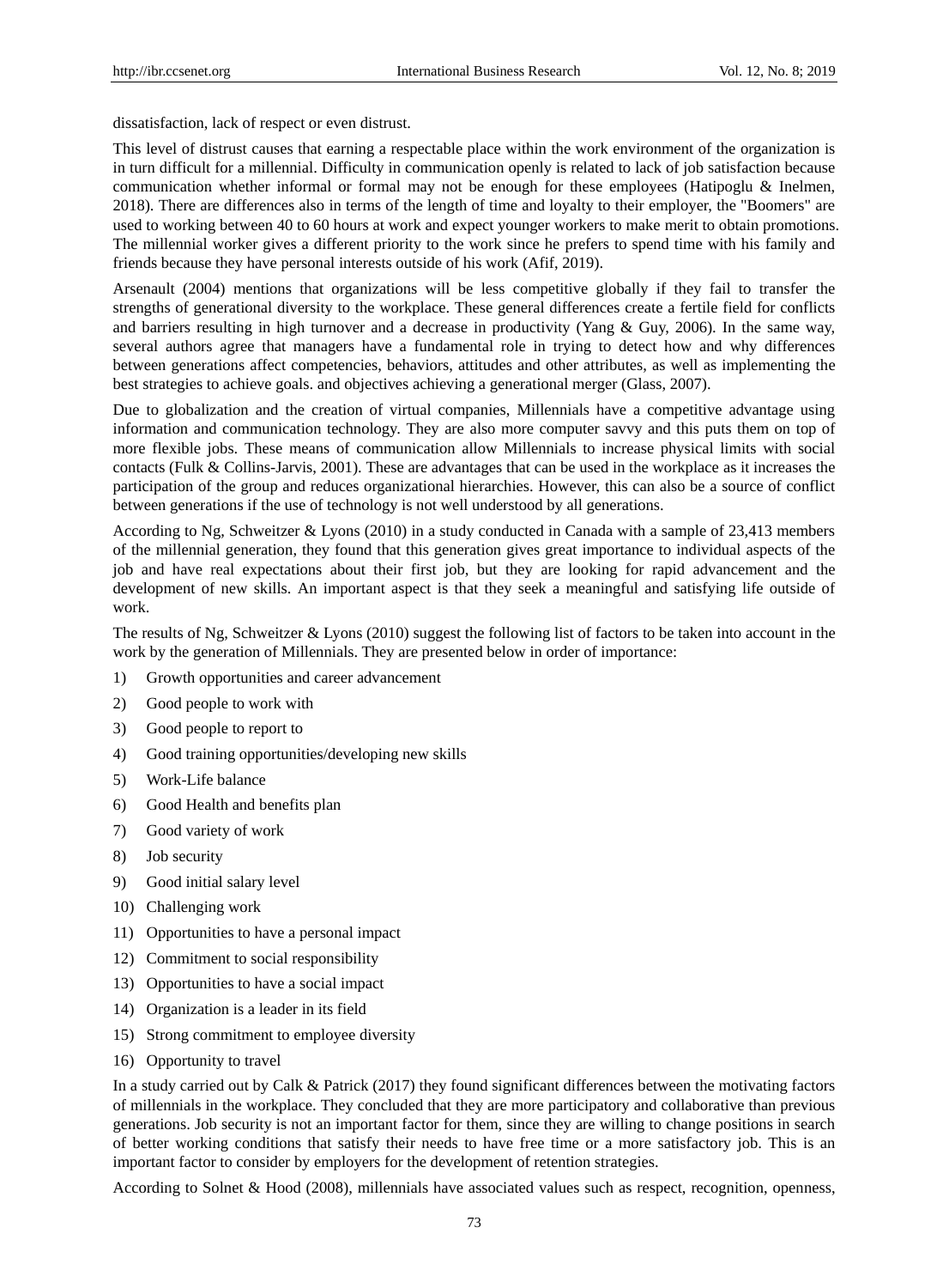dissatisfaction, lack of respect or even distrust.

This level of distrust causes that earning a respectable place within the work environment of the organization is in turn difficult for a millennial. Difficulty in communication openly is related to lack of job satisfaction because communication whether informal or formal may not be enough for these employees (Hatipoglu & Inelmen, 2018). There are differences also in terms of the length of time and loyalty to their employer, the "Boomers" are used to working between 40 to 60 hours at work and expect younger workers to make merit to obtain promotions. The millennial worker gives a different priority to the work since he prefers to spend time with his family and friends because they have personal interests outside of his work (Afif, 2019).

Arsenault (2004) mentions that organizations will be less competitive globally if they fail to transfer the strengths of generational diversity to the workplace. These general differences create a fertile field for conflicts and barriers resulting in high turnover and a decrease in productivity (Yang & Guy, 2006). In the same way, several authors agree that managers have a fundamental role in trying to detect how and why differences between generations affect competencies, behaviors, attitudes and other attributes, as well as implementing the best strategies to achieve goals. and objectives achieving a generational merger (Glass, 2007).

Due to globalization and the creation of virtual companies, Millennials have a competitive advantage using information and communication technology. They are also more computer savvy and this puts them on top of more flexible jobs. These means of communication allow Millennials to increase physical limits with social contacts (Fulk & Collins-Jarvis, 2001). These are advantages that can be used in the workplace as it increases the participation of the group and reduces organizational hierarchies. However, this can also be a source of conflict between generations if the use of technology is not well understood by all generations.

According to Ng, Schweitzer & Lyons (2010) in a study conducted in Canada with a sample of 23,413 members of the millennial generation, they found that this generation gives great importance to individual aspects of the job and have real expectations about their first job, but they are looking for rapid advancement and the development of new skills. An important aspect is that they seek a meaningful and satisfying life outside of work.

The results of Ng, Schweitzer & Lyons (2010) suggest the following list of factors to be taken into account in the work by the generation of Millennials. They are presented below in order of importance:

1) Growth opportunities and career advancement
2) Good people to work with
3) Good people to report to
4) Good training opportunities/developing new skills
5) Work-Life balance
6) Good Health and benefits plan
7) Good variety of work
8) Job security
9) Good initial salary level
10) Challenging work
11) Opportunities to have a personal impact
12) Commitment to social responsibility
13) Opportunities to have a social impact
14) Organization is a leader in its field
15) Strong commitment to employee diversity
16) Opportunity to travel

In a study carried out by Calk & Patrick (2017) they found significant differences between the motivating factors of millennials in the workplace. They concluded that they are more participatory and collaborative than previous generations. Job security is not an important factor for them, since they are willing to change positions in search of better working conditions that satisfy their needs to have free time or a more satisfactory job. This is an important factor to consider by employers for the development of retention strategies.

According to Solnet & Hood (2008), millennials have associated values such as respect, recognition, openness,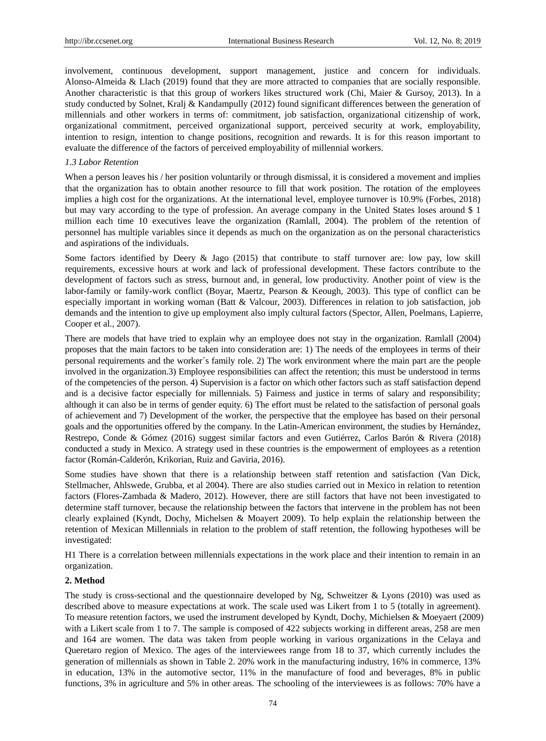involvement, continuous development, support management, justice and concern for individuals. Alonso-Almeida & Llach (2019) found that they are more attracted to companies that are socially responsible. Another characteristic is that this group of workers likes structured work (Chi, Maier & Gursoy, 2013). In a study conducted by Solnet, Kralj & Kandampully (2012) found significant differences between the generation of millennials and other workers in terms of: commitment, job satisfaction, organizational citizenship of work, organizational commitment, perceived organizational support, perceived security at work, employability, intention to resign, intention to change positions, recognition and rewards. It is for this reason important to evaluate the difference of the factors of perceived employability of millennial workers.

### *1.3 Labor Retention*

When a person leaves his / her position voluntarily or through dismissal, it is considered a movement and implies that the organization has to obtain another resource to fill that work position. The rotation of the employees implies a high cost for the organizations. At the international level, employee turnover is 10.9% (Forbes, 2018) but may vary according to the type of profession. An average company in the United States loses around $ 1 million each time 10 executives leave the organization (Ramlall, 2004). The problem of the retention of personnel has multiple variables since it depends as much on the organization as on the personal characteristics and aspirations of the individuals.

Some factors identified by Deery & Jago (2015) that contribute to staff turnover are: low pay, low skill requirements, excessive hours at work and lack of professional development. These factors contribute to the development of factors such as stress, burnout and, in general, low productivity. Another point of view is the labor-family or family-work conflict (Boyar, Maertz, Pearson & Keough, 2003). This type of conflict can be especially important in working woman (Batt & Valcour, 2003). Differences in relation to job satisfaction, job demands and the intention to give up employment also imply cultural factors (Spector, Allen, Poelmans, Lapierre, Cooper et al., 2007).

There are models that have tried to explain why an employee does not stay in the organization. Ramlall (2004) proposes that the main factors to be taken into consideration are: 1) The needs of the employees in terms of their personal requirements and the worker´s family role. 2) The work environment where the main part are the people involved in the organization.3) Employee responsibilities can affect the retention; this must be understood in terms of the competencies of the person. 4) Supervision is a factor on which other factors such as staff satisfaction depend and is a decisive factor especially for millennials. 5) Fairness and justice in terms of salary and responsibility; although it can also be in terms of gender equity. 6) The effort must be related to the satisfaction of personal goals of achievement and 7) Development of the worker, the perspective that the employee has based on their personal goals and the opportunities offered by the company. In the Latin-American environment, the studies by Hernández, Restrepo, Conde & Gómez (2016) suggest similar factors and even Gutiérrez, Carlos Barón & Rivera (2018) conducted a study in Mexico. A strategy used in these countries is the empowerment of employees as a retention factor (Román-Calderón, Krikorian, Ruiz and Gaviria, 2016).

Some studies have shown that there is a relationship between staff retention and satisfaction (Van Dick, Stellmacher, Ahlswede, Grubba, et al 2004). There are also studies carried out in Mexico in relation to retention factors (Flores-Zambada & Madero, 2012). However, there are still factors that have not been investigated to determine staff turnover, because the relationship between the factors that intervene in the problem has not been clearly explained (Kyndt, Dochy, Michelsen & Moayert 2009). To help explain the relationship between the retention of Mexican Millennials in relation to the problem of staff retention, the following hypotheses will be investigated:

H1 There is a correlation between millennials expectations in the work place and their intention to remain in an organization.

## 2. Method

The study is cross-sectional and the questionnaire developed by Ng, Schweitzer & Lyons (2010) was used as described above to measure expectations at work. The scale used was Likert from 1 to 5 (totally in agreement). To measure retention factors, we used the instrument developed by Kyndt, Dochy, Michielsen & Moeyaert (2009) with a Likert scale from 1 to 7. The sample is composed of 422 subjects working in different areas, 258 are men and 164 are women. The data was taken from people working in various organizations in the Celaya and Queretaro region of Mexico. The ages of the interviewees range from 18 to 37, which currently includes the generation of millennials as shown in Table 2. 20% work in the manufacturing industry, 16% in commerce, 13% in education, 13% in the automotive sector, 11% in the manufacture of food and beverages, 8% in public functions, 3% in agriculture and 5% in other areas. The schooling of the interviewees is as follows: 70% have a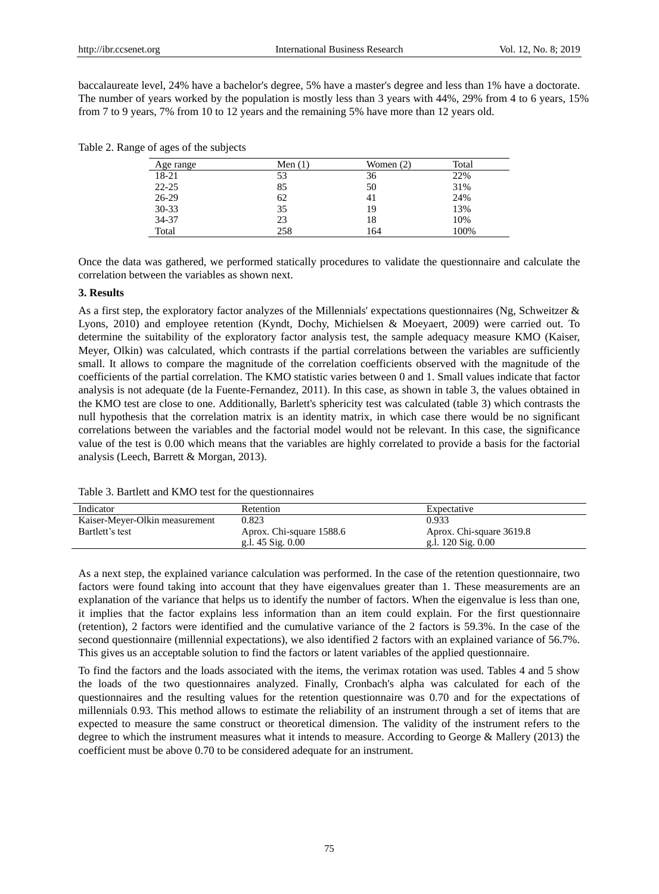baccalaureate level, 24% have a bachelor's degree, 5% have a master's degree and less than 1% have a doctorate. The number of years worked by the population is mostly less than 3 years with 44%, 29% from 4 to 6 years, 15% from 7 to 9 years, 7% from 10 to 12 years and the remaining 5% have more than 12 years old.

Table 2. Range of ages of the subjects

| Age range | Men (1) | Women (2) | Total |
|---|---|---|---|
| 18-21 | 53 | 36 | 22% |
| 22-25 | 85 | 50 | 31% |
| 26-29 | 62 | 41 | 24% |
| 30-33 | 35 | 19 | 13% |
| 34-37 | 23 | 18 | 10% |
| Total | 258 | 164 | 100% |

Once the data was gathered, we performed statically procedures to validate the questionnaire and calculate the correlation between the variables as shown next.

## 3. Results

As a first step, the exploratory factor analyzes of the Millennials' expectations questionnaires (Ng, Schweitzer & Lyons, 2010) and employee retention (Kyndt, Dochy, Michielsen & Moeyaert, 2009) were carried out. To determine the suitability of the exploratory factor analysis test, the sample adequacy measure KMO (Kaiser, Meyer, Olkin) was calculated, which contrasts if the partial correlations between the variables are sufficiently small. It allows to compare the magnitude of the correlation coefficients observed with the magnitude of the coefficients of the partial correlation. The KMO statistic varies between 0 and 1. Small values indicate that factor analysis is not adequate (de la Fuente-Fernandez, 2011). In this case, as shown in table 3, the values obtained in the KMO test are close to one. Additionally, Barlett's sphericity test was calculated (table 3) which contrasts the null hypothesis that the correlation matrix is an identity matrix, in which case there would be no significant correlations between the variables and the factorial model would not be relevant. In this case, the significance value of the test is 0.00 which means that the variables are highly correlated to provide a basis for the factorial analysis (Leech, Barrett & Morgan, 2013).

Table 3. Bartlett and KMO test for the questionnaires

| Indicator | Retention | Expectative |
|---|---|---|
| Kaiser-Meyer-Olkin measurement | 0.823 | 0.933 |
| Bartlett's test | Aprox. Chi-square 1588.6<br>g.l. 45 Sig. 0.00 | Aprox. Chi-square 3619.8<br>g.l. 120 Sig. 0.00 |

As a next step, the explained variance calculation was performed. In the case of the retention questionnaire, two factors were found taking into account that they have eigenvalues greater than 1. These measurements are an explanation of the variance that helps us to identify the number of factors. When the eigenvalue is less than one, it implies that the factor explains less information than an item could explain. For the first questionnaire (retention), 2 factors were identified and the cumulative variance of the 2 factors is 59.3%. In the case of the second questionnaire (millennial expectations), we also identified 2 factors with an explained variance of 56.7%. This gives us an acceptable solution to find the factors or latent variables of the applied questionnaire.

To find the factors and the loads associated with the items, the verimax rotation was used. Tables 4 and 5 show the loads of the two questionnaires analyzed. Finally, Cronbach's alpha was calculated for each of the questionnaires and the resulting values for the retention questionnaire was 0.70 and for the expectations of millennials 0.93. This method allows to estimate the reliability of an instrument through a set of items that are expected to measure the same construct or theoretical dimension. The validity of the instrument refers to the degree to which the instrument measures what it intends to measure. According to George & Mallery (2013) the coefficient must be above 0.70 to be considered adequate for an instrument.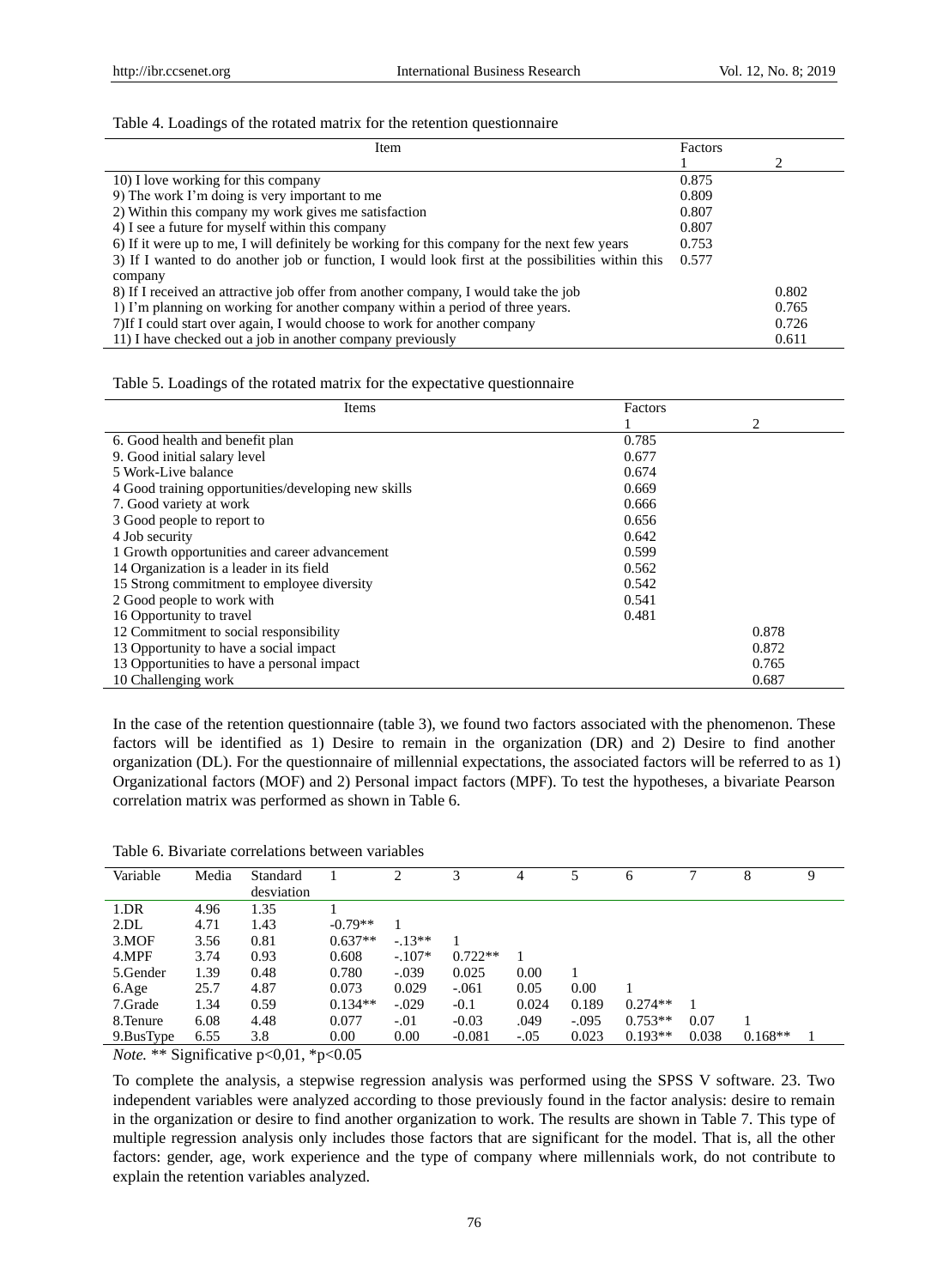Table 4. Loadings of the rotated matrix for the retention questionnaire

| Item | Factors | |
|---|---|---|
| | 1 | 2 |
| 10) I love working for this company | 0.875 | |
| 9) The work I'm doing is very important to me | 0.809 | |
| 2) Within this company my work gives me satisfaction | 0.807 | |
| 4) I see a future for myself within this company | 0.807 | |
| 6) If it were up to me, I will definitely be working for this company for the next few years | 0.753 | |
| 3) If I wanted to do another job or function, I would look first at the possibilities within this company | 0.577 | |
| 8) If I received an attractive job offer from another company, I would take the job | | 0.802 |
| 1) I'm planning on working for another company within a period of three years. | | 0.765 |
| 7)If I could start over again, I would choose to work for another company | | 0.726 |
| 11) I have checked out a job in another company previously | | 0.611 |

Table 5. Loadings of the rotated matrix for the expectative questionnaire

| Items | Factors | |
|---|---|---|
| | 1 | 2 |
| 6. Good health and benefit plan | 0.785 | |
| 9. Good initial salary level | 0.677 | |
| 5 Work-Live balance | 0.674 | |
| 4 Good training opportunities/developing new skills | 0.669 | |
| 7. Good variety at work | 0.666 | |
| 3 Good people to report to | 0.656 | |
| 4 Job security | 0.642 | |
| 1 Growth opportunities and career advancement | 0.599 | |
| 14 Organization is a leader in its field | 0.562 | |
| 15 Strong commitment to employee diversity | 0.542 | |
| 2 Good people to work with | 0.541 | |
| 16 Opportunity to travel | 0.481 | |
| 12 Commitment to social responsibility | | 0.878 |
| 13 Opportunity to have a social impact | | 0.872 |
| 13 Opportunities to have a personal impact | | 0.765 |
| 10 Challenging work | | 0.687 |

In the case of the retention questionnaire (table 3), we found two factors associated with the phenomenon. These factors will be identified as 1) Desire to remain in the organization (DR) and 2) Desire to find another organization (DL). For the questionnaire of millennial expectations, the associated factors will be referred to as 1) Organizational factors (MOF) and 2) Personal impact factors (MPF). To test the hypotheses, a bivariate Pearson correlation matrix was performed as shown in Table 6.

Table 6. Bivariate correlations between variables

| Variable | Media | Standard desviation | 1 | 2 | 3 | 4 | 5 | 6 | 7 | 8 | 9 |
|---|---|---|---|---|---|---|---|---|---|---|---|
| 1.DR | 4.96 | 1.35 | 1 | | | | | | | | |
| 2.DL | 4.71 | 1.43 | -0.79** | 1 | | | | | | | |
| 3.MOF | 3.56 | 0.81 | 0.637** | -.13** | 1 | | | | | | |
| 4.MPF | 3.74 | 0.93 | 0.608 | -.107* | 0.722** | 1 | | | | | |
| 5.Gender | 1.39 | 0.48 | 0.780 | -.039 | 0.025 | 0.00 | 1 | | | | |
| 6.Age | 25.7 | 4.87 | 0.073 | 0.029 | -.061 | 0.05 | 0.00 | 1 | | | |
| 7.Grade | 1.34 | 0.59 | 0.134** | -.029 | -0.1 | 0.024 | 0.189 | 0.274** | 1 | | |
| 8.Tenure | 6.08 | 4.48 | 0.077 | -.01 | -0.03 | .049 | -.095 | 0.753** | 0.07 | 1 | |
| 9.BusType | 6.55 | 3.8 | 0.00 | 0.00 | -0.081 | -.05 | 0.023 | 0.193** | 0.038 | 0.168** | 1 |

*Note.* ** Significative p<0,01, *p<0.05

To complete the analysis, a stepwise regression analysis was performed using the SPSS V software. 23. Two independent variables were analyzed according to those previously found in the factor analysis: desire to remain in the organization or desire to find another organization to work. The results are shown in Table 7. This type of multiple regression analysis only includes those factors that are significant for the model. That is, all the other factors: gender, age, work experience and the type of company where millennials work, do not contribute to explain the retention variables analyzed.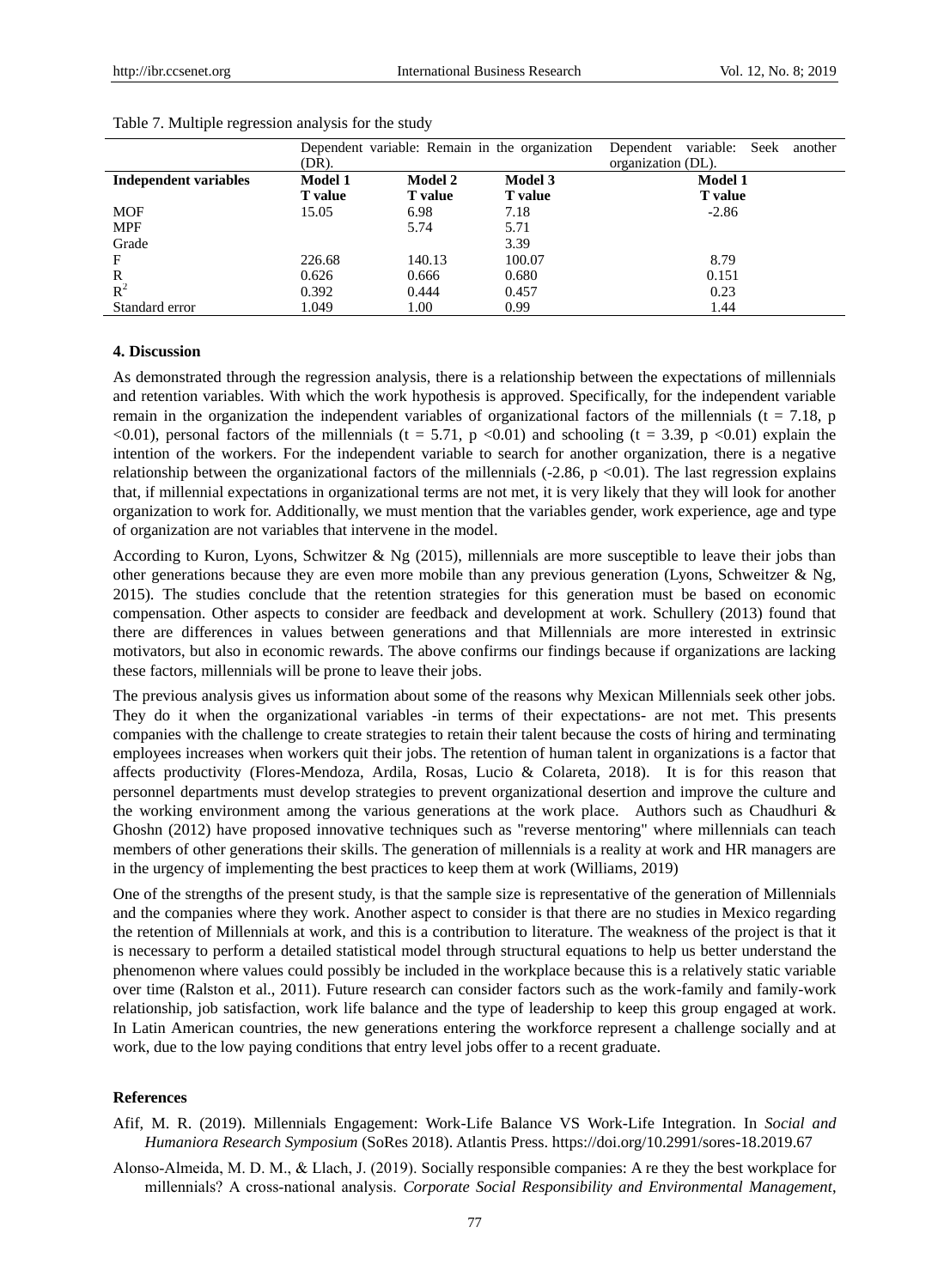Table 7. Multiple regression analysis for the study

| | Dependent variable: Remain in the organization (DR). | | | Dependent variable: Seek another organization (DL). |
|---|---|---|---|---|
| **Independent variables** | **Model 1** **T value** | **Model 2** **T value** | **Model 3** **T value** | **Model 1** **T value** |
| MOF | 15.05 | 6.98 | 7.18 | -2.86 |
| MPF | | 5.74 | 5.71 | |
| Grade | | | 3.39 | |
| F | 226.68 | 140.13 | 100.07 | 8.79 |
| R | 0.626 | 0.666 | 0.680 | 0.151 |
| $R^2$ | 0.392 | 0.444 | 0.457 | 0.23 |
| Standard error | 1.049 | 1.00 | 0.99 | 1.44 |

## 4. Discussion

As demonstrated through the regression analysis, there is a relationship between the expectations of millennials and retention variables. With which the work hypothesis is approved. Specifically, for the independent variable remain in the organization the independent variables of organizational factors of the millennials ($t = 7.18$, $p < 0.01$), personal factors of the millennials ($t = 5.71$, $p < 0.01$) and schooling ($t = 3.39$, $p < 0.01$) explain the intention of the workers. For the independent variable to search for another organization, there is a negative relationship between the organizational factors of the millennials (-2.86, $p < 0.01$). The last regression explains that, if millennial expectations in organizational terms are not met, it is very likely that they will look for another organization to work for. Additionally, we must mention that the variables gender, work experience, age and type of organization are not variables that intervene in the model.

According to Kuron, Lyons, Schwitzer & Ng (2015), millennials are more susceptible to leave their jobs than other generations because they are even more mobile than any previous generation (Lyons, Schweitzer & Ng, 2015). The studies conclude that the retention strategies for this generation must be based on economic compensation. Other aspects to consider are feedback and development at work. Schullery (2013) found that there are differences in values between generations and that Millennials are more interested in extrinsic motivators, but also in economic rewards. The above confirms our findings because if organizations are lacking these factors, millennials will be prone to leave their jobs.

The previous analysis gives us information about some of the reasons why Mexican Millennials seek other jobs. They do it when the organizational variables -in terms of their expectations- are not met. This presents companies with the challenge to create strategies to retain their talent because the costs of hiring and terminating employees increases when workers quit their jobs. The retention of human talent in organizations is a factor that affects productivity (Flores-Mendoza, Ardila, Rosas, Lucio & Colareta, 2018). It is for this reason that personnel departments must develop strategies to prevent organizational desertion and improve the culture and the working environment among the various generations at the work place. Authors such as Chaudhuri & Ghoshn (2012) have proposed innovative techniques such as "reverse mentoring" where millennials can teach members of other generations their skills. The generation of millennials is a reality at work and HR managers are in the urgency of implementing the best practices to keep them at work (Williams, 2019)

One of the strengths of the present study, is that the sample size is representative of the generation of Millennials and the companies where they work. Another aspect to consider is that there are no studies in Mexico regarding the retention of Millennials at work, and this is a contribution to literature. The weakness of the project is that it is necessary to perform a detailed statistical model through structural equations to help us better understand the phenomenon where values could possibly be included in the workplace because this is a relatively static variable over time (Ralston et al., 2011). Future research can consider factors such as the work-family and family-work relationship, job satisfaction, work life balance and the type of leadership to keep this group engaged at work. In Latin American countries, the new generations entering the workforce represent a challenge socially and at work, due to the low paying conditions that entry level jobs offer to a recent graduate.

## References

Afif, M. R. (2019). Millennials Engagement: Work-Life Balance VS Work-Life Integration. In *Social and Humaniora Research Symposium* (SoRes 2018). Atlantis Press. https://doi.org/10.2991/sores-18.2019.67

Alonso-Almeida, M. D. M., & Llach, J. (2019). Socially responsible companies: A re they the best workplace for millennials? A cross-national analysis. *Corporate Social Responsibility and Environmental Management*,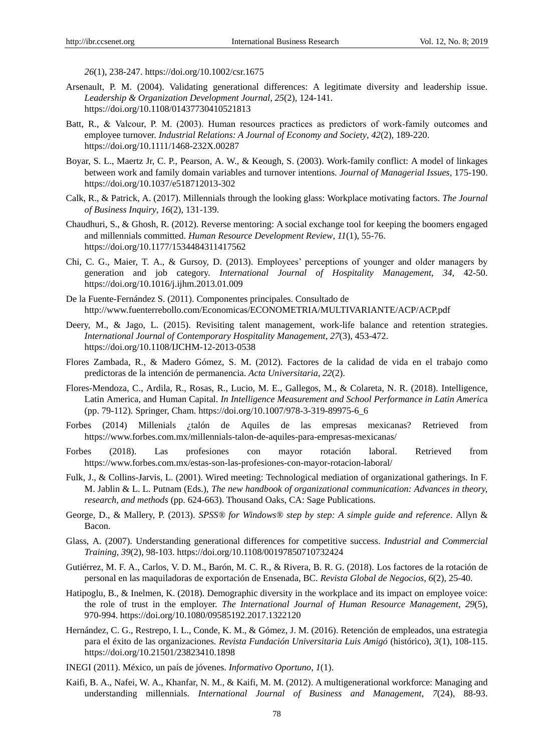*26*(1), 238-247. https://doi.org/10.1002/csr.1675

Arsenault, P. M. (2004). Validating generational differences: A legitimate diversity and leadership issue. *Leadership & Organization Development Journal*, *25*(2), 124-141. https://doi.org/10.1108/01437730410521813

Batt, R., & Valcour, P. M. (2003). Human resources practices as predictors of work-family outcomes and employee turnover. *Industrial Relations: A Journal of Economy and Society*, *42*(2), 189-220. https://doi.org/10.1111/1468-232X.00287

Boyar, S. L., Maertz Jr, C. P., Pearson, A. W., & Keough, S. (2003). Work-family conflict: A model of linkages between work and family domain variables and turnover intentions. *Journal of Managerial Issues*, 175-190. https://doi.org/10.1037/e518712013-302

Calk, R., & Patrick, A. (2017). Millennials through the looking glass: Workplace motivating factors. *The Journal of Business Inquiry*, *16*(2), 131-139.

Chaudhuri, S., & Ghosh, R. (2012). Reverse mentoring: A social exchange tool for keeping the boomers engaged and millennials committed. *Human Resource Development Review*, *11*(1), 55-76. https://doi.org/10.1177/1534484311417562

Chi, C. G., Maier, T. A., & Gursoy, D. (2013). Employees' perceptions of younger and older managers by generation and job category. *International Journal of Hospitality Management*, *34*, 42-50. https://doi.org/10.1016/j.ijhm.2013.01.009

De la Fuente-Fernández S. (2011). Componentes principales. Consultado de http://www.fuenterrebollo.com/Economicas/ECONOMETRIA/MULTIVARIANTE/ACP/ACP.pdf

Deery, M., & Jago, L. (2015). Revisiting talent management, work-life balance and retention strategies. *International Journal of Contemporary Hospitality Management*, *27*(3), 453-472. https://doi.org/10.1108/IJCHM-12-2013-0538

Flores Zambada, R., & Madero Gómez, S. M. (2012). Factores de la calidad de vida en el trabajo como predictoras de la intención de permanencia. *Acta Universitaria*, *22*(2).

Flores-Mendoza, C., Ardila, R., Rosas, R., Lucio, M. E., Gallegos, M., & Colareta, N. R. (2018). Intelligence, Latin America, and Human Capital. *In Intelligence Measurement and School Performance in Latin America* (pp. 79-112). Springer, Cham. https://doi.org/10.1007/978-3-319-89975-6_6

Forbes (2014) Millenials ¿talón de Aquiles de las empresas mexicanas? Retrieved from https://www.forbes.com.mx/millennials-talon-de-aquiles-para-empresas-mexicanas/

Forbes (2018). Las profesiones con mayor rotación laboral. Retrieved from https://www.forbes.com.mx/estas-son-las-profesiones-con-mayor-rotacion-laboral/

Fulk, J., & Collins-Jarvis, L. (2001). Wired meeting: Technological mediation of organizational gatherings. In F. M. Jablin & L. L. Putnam (Eds.), *The new handbook of organizational communication: Advances in theory, research, and methods* (pp. 624-663). Thousand Oaks, CA: Sage Publications.

George, D., & Mallery, P. (2013). *SPSS® for Windows® step by step: A simple guide and reference*. Allyn & Bacon.

Glass, A. (2007). Understanding generational differences for competitive success. *Industrial and Commercial Training*, *39*(2), 98-103. https://doi.org/10.1108/00197850710732424

Gutiérrez, M. F. A., Carlos, V. D. M., Barón, M. C. R., & Rivera, B. R. G. (2018). Los factores de la rotación de personal en las maquiladoras de exportación de Ensenada, BC. *Revista Global de Negocios*, *6*(2), 25-40.

Hatipoglu, B., & Inelmen, K. (2018). Demographic diversity in the workplace and its impact on employee voice: the role of trust in the employer. *The International Journal of Human Resource Management*, *29*(5), 970-994. https://doi.org/10.1080/09585192.2017.1322120

Hernández, C. G., Restrepo, I. L., Conde, K. M., & Gómez, J. M. (2016). Retención de empleados, una estrategia para el éxito de las organizaciones. *Revista Fundación Universitaria Luis Amigó* (histórico), *3*(1), 108-115. https://doi.org/10.21501/23823410.1898

INEGI (2011). México, un país de jóvenes. *Informativo Oportuno*, *1*(1).

Kaifi, B. A., Nafei, W. A., Khanfar, N. M., & Kaifi, M. M. (2012). A multigenerational workforce: Managing and understanding millennials. *International Journal of Business and Management*, *7*(24), 88-93.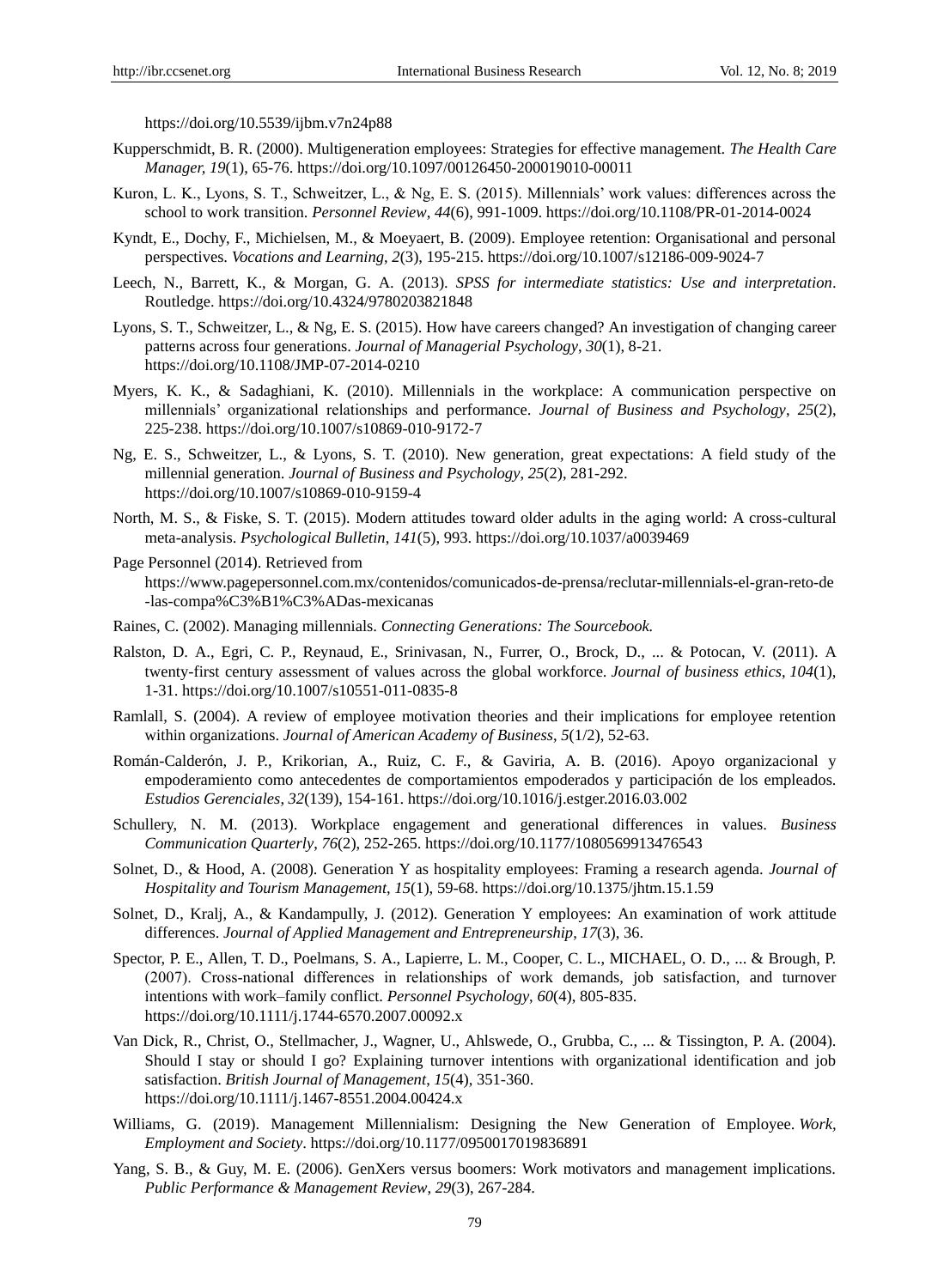https://doi.org/10.5539/ijbm.v7n24p88

Kupperschmidt, B. R. (2000). Multigeneration employees: Strategies for effective management. *The Health Care Manager, 19*(1), 65-76. https://doi.org/10.1097/00126450-200019010-00011

Kuron, L. K., Lyons, S. T., Schweitzer, L., & Ng, E. S. (2015). Millennials' work values: differences across the school to work transition. *Personnel Review*, *44*(6), 991-1009. https://doi.org/10.1108/PR-01-2014-0024

Kyndt, E., Dochy, F., Michielsen, M., & Moeyaert, B. (2009). Employee retention: Organisational and personal perspectives. *Vocations and Learning*, *2*(3), 195-215. https://doi.org/10.1007/s12186-009-9024-7

Leech, N., Barrett, K., & Morgan, G. A. (2013). *SPSS for intermediate statistics: Use and interpretation*. Routledge. https://doi.org/10.4324/9780203821848

Lyons, S. T., Schweitzer, L., & Ng, E. S. (2015). How have careers changed? An investigation of changing career patterns across four generations. *Journal of Managerial Psychology*, *30*(1), 8-21. https://doi.org/10.1108/JMP-07-2014-0210

Myers, K. K., & Sadaghiani, K. (2010). Millennials in the workplace: A communication perspective on millennials' organizational relationships and performance. *Journal of Business and Psychology*, *25*(2), 225-238. https://doi.org/10.1007/s10869-010-9172-7

Ng, E. S., Schweitzer, L., & Lyons, S. T. (2010). New generation, great expectations: A field study of the millennial generation. *Journal of Business and Psychology, 25*(2), 281-292. https://doi.org/10.1007/s10869-010-9159-4

North, M. S., & Fiske, S. T. (2015). Modern attitudes toward older adults in the aging world: A cross-cultural meta-analysis. *Psychological Bulletin*, *141*(5), 993. https://doi.org/10.1037/a0039469

Page Personnel (2014). Retrieved from https://www.pagepersonnel.com.mx/contenidos/comunicados-de-prensa/reclutar-millennials-el-gran-reto-de-las-compa%C3%B1%C3%ADas-mexicanas

Raines, C. (2002). Managing millennials. *Connecting Generations: The Sourcebook.*

Ralston, D. A., Egri, C. P., Reynaud, E., Srinivasan, N., Furrer, O., Brock, D., ... & Potocan, V. (2011). A twenty-first century assessment of values across the global workforce. *Journal of business ethics*, *104*(1), 1-31. https://doi.org/10.1007/s10551-011-0835-8

Ramlall, S. (2004). A review of employee motivation theories and their implications for employee retention within organizations. *Journal of American Academy of Business*, *5*(1/2), 52-63.

Román-Calderón, J. P., Krikorian, A., Ruiz, C. F., & Gaviria, A. B. (2016). Apoyo organizacional y empoderamiento como antecedentes de comportamientos empoderados y participación de los empleados. *Estudios Gerenciales, 32*(139), 154-161. https://doi.org/10.1016/j.estger.2016.03.002

Schullery, N. M. (2013). Workplace engagement and generational differences in values. *Business Communication Quarterly*, *76*(2), 252-265. https://doi.org/10.1177/1080569913476543

Solnet, D., & Hood, A. (2008). Generation Y as hospitality employees: Framing a research agenda. *Journal of Hospitality and Tourism Management*, *15*(1), 59-68. https://doi.org/10.1375/jhtm.15.1.59

Solnet, D., Kralj, A., & Kandampully, J. (2012). Generation Y employees: An examination of work attitude differences. *Journal of Applied Management and Entrepreneurship*, *17*(3), 36.

Spector, P. E., Allen, T. D., Poelmans, S. A., Lapierre, L. M., Cooper, C. L., MICHAEL, O. D., ... & Brough, P. (2007). Cross-national differences in relationships of work demands, job satisfaction, and turnover intentions with work–family conflict. *Personnel Psychology*, *60*(4), 805-835. https://doi.org/10.1111/j.1744-6570.2007.00092.x

Van Dick, R., Christ, O., Stellmacher, J., Wagner, U., Ahlswede, O., Grubba, C., ... & Tissington, P. A. (2004). Should I stay or should I go? Explaining turnover intentions with organizational identification and job satisfaction. *British Journal of Management*, *15*(4), 351-360. https://doi.org/10.1111/j.1467-8551.2004.00424.x

Williams, G. (2019). Management Millennialism: Designing the New Generation of Employee. *Work, Employment and Society*. https://doi.org/10.1177/0950017019836891

Yang, S. B., & Guy, M. E. (2006). GenXers versus boomers: Work motivators and management implications. *Public Performance & Management Review*, *29*(3), 267-284.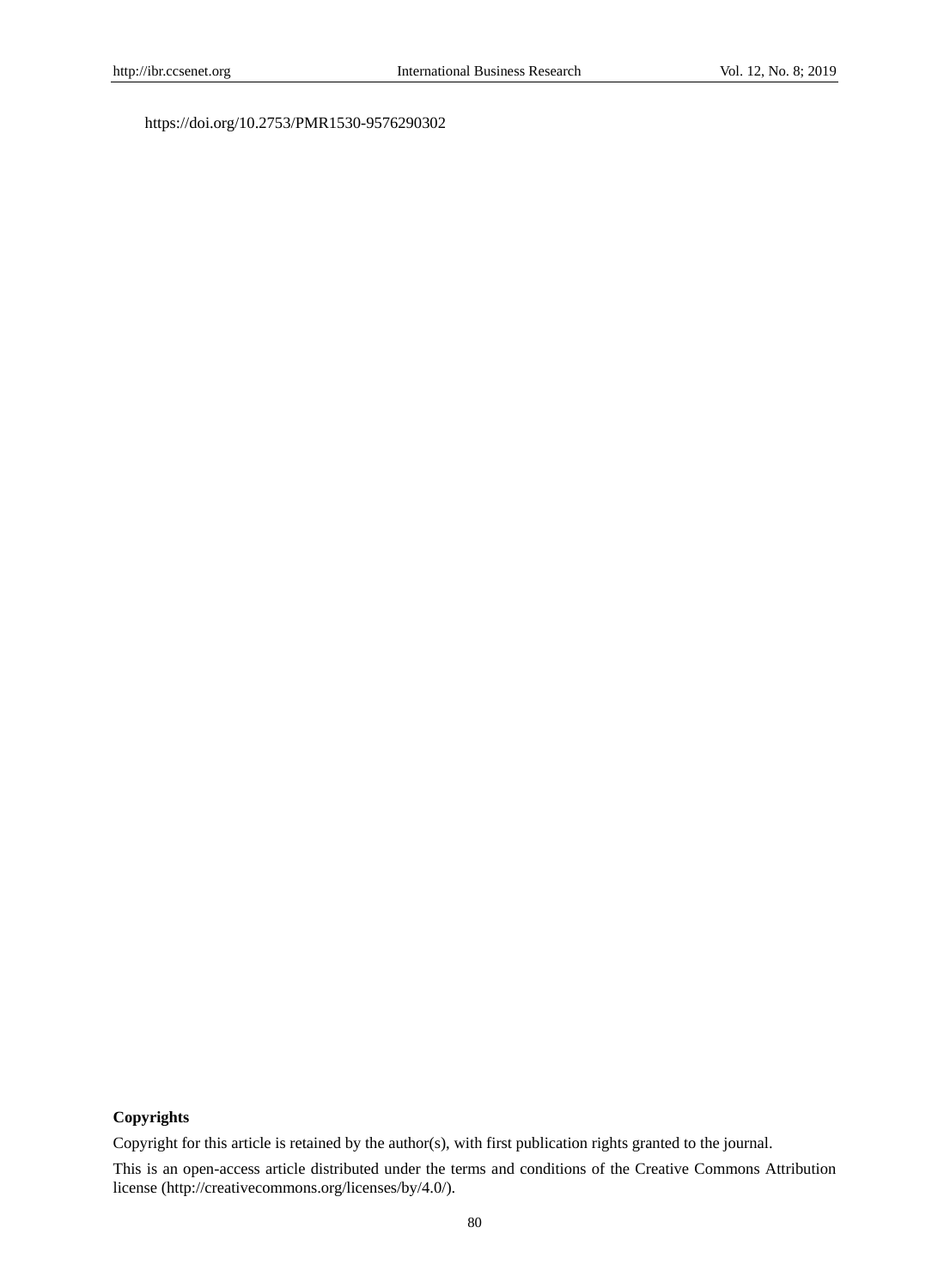https://doi.org/10.2753/PMR1530-9576290302

**Copyrights**

Copyright for this article is retained by the author(s), with first publication rights granted to the journal.

This is an open-access article distributed under the terms and conditions of the Creative Commons Attribution license (http://creativecommons.org/licenses/by/4.0/).